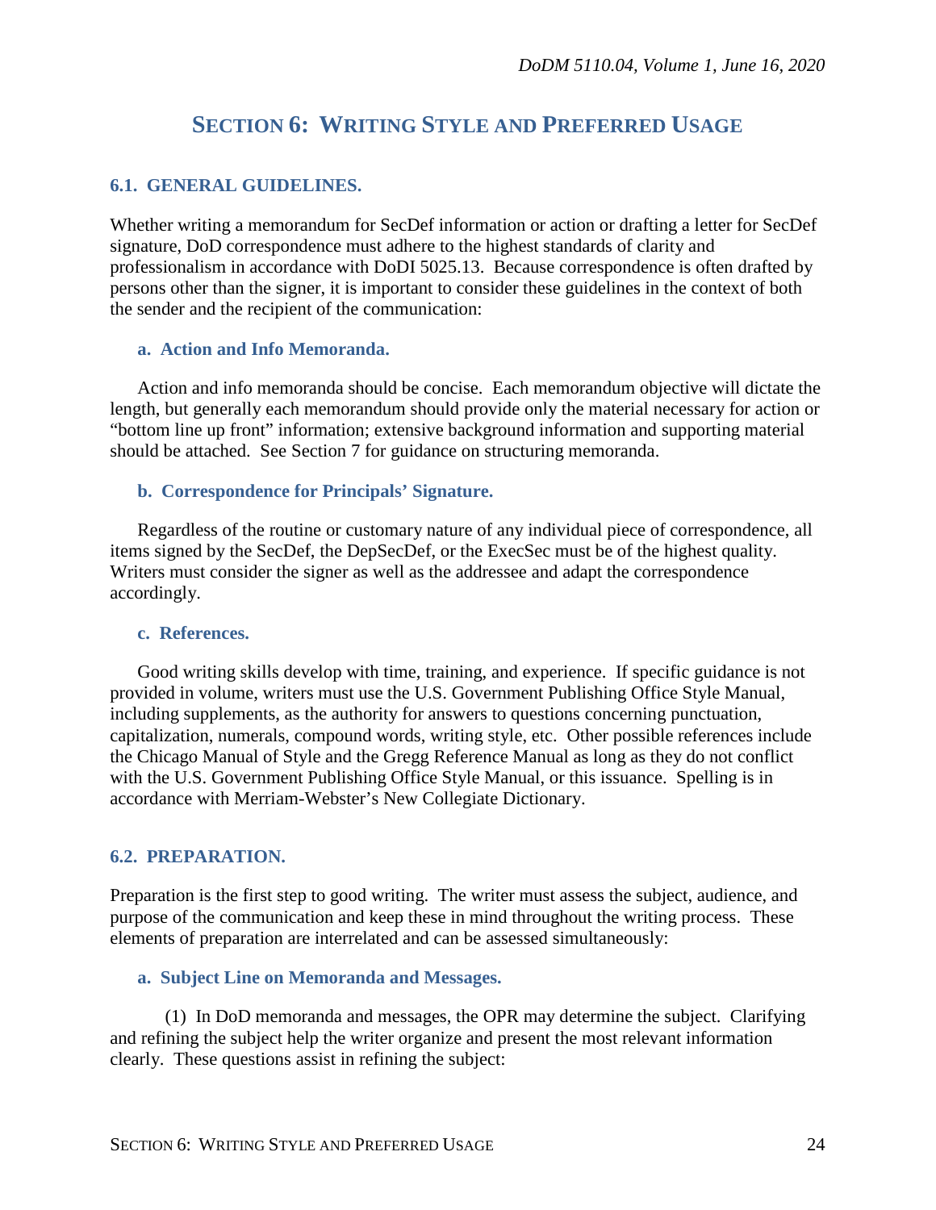# SECTION 6: WRITING STYLE AND PREFERRED USAGE

## 6.1. GENERAL GUIDELINES.

Whether writing a memorandum for SecDef information or action or drafting a letter for SecDef signature, DoD correspondence must adhere to the highest standards of clarity and professionalism in accordance with DoDI 5025.13. Because correspondence is often drafted by persons other than the signer, it is important to consider these guidelines in the context of both the sender and the recipient of the communication:

### a. Action and Info Memoranda.

Action and info memoranda should be concise. Each memorandum objective will dictate the length, but generally each memorandum should provide only the material necessary for action or "bottom line up front" information; extensive background information and supporting material should be attached. See Section 7 for guidance on structuring memoranda.

### b. Correspondence for Principals' Signature.

Regardless of the routine or customary nature of any individual piece of correspondence, all items signed by the SecDef, the DepSecDef, or the ExecSec must be of the highest quality. Writers must consider the signer as well as the addressee and adapt the correspondence accordingly.

### c. References.

Good writing skills develop with time, training, and experience. If specific guidance is not provided in volume, writers must use the U.S. Government Publishing Office Style Manual, including supplements, as the authority for answers to questions concerning punctuation, capitalization, numerals, compound words, writing style, etc. Other possible references include the Chicago Manual of Style and the Gregg Reference Manual as long as they do not conflict with the U.S. Government Publishing Office Style Manual, or this issuance. Spelling is in accordance with Merriam-Webster's New Collegiate Dictionary.

## 6.2. PREPARATION.

Preparation is the first step to good writing. The writer must assess the subject, audience, and purpose of the communication and keep these in mind throughout the writing process. These elements of preparation are interrelated and can be assessed simultaneously:

### a. Subject Line on Memoranda and Messages.

(1) In DoD memoranda and messages, the OPR may determine the subject. Clarifying and refining the subject help the writer organize and present the most relevant information clearly. These questions assist in refining the subject: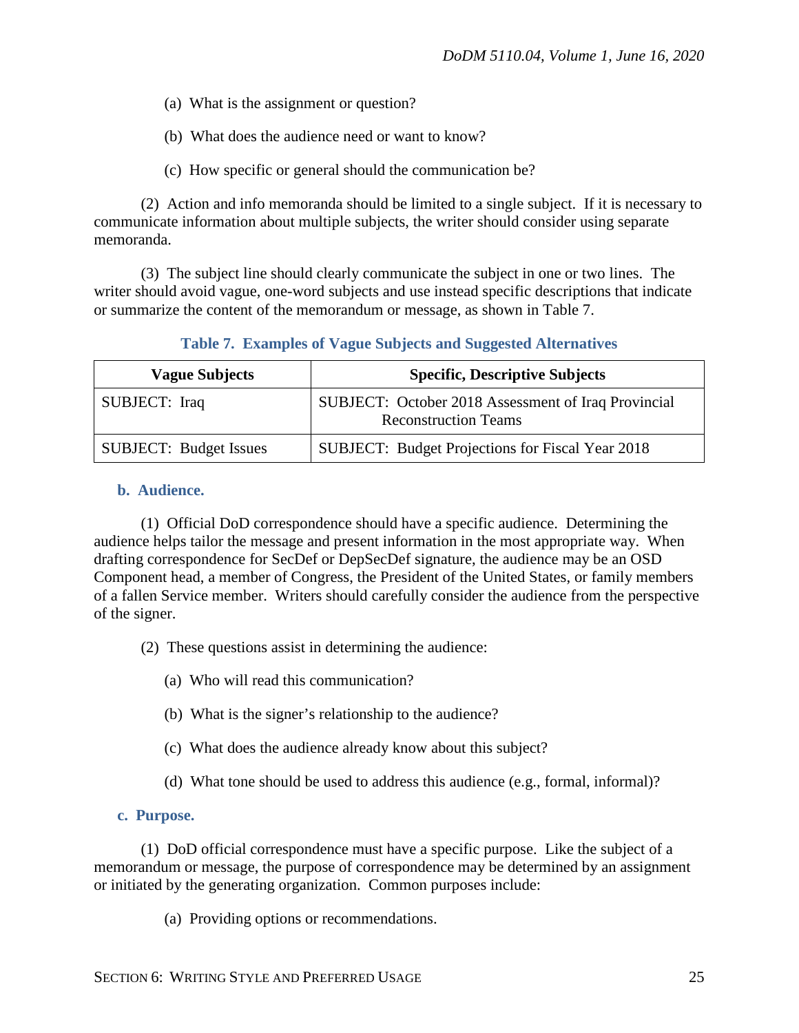(a) What is the assignment or question?

(b) What does the audience need or want to know?

(c) How specific or general should the communication be?

(2) Action and info memoranda should be limited to a single subject. If it is necessary to communicate information about multiple subjects, the writer should consider using separate memoranda.

(3) The subject line should clearly communicate the subject in one or two lines. The writer should avoid vague, one-word subjects and use instead specific descriptions that indicate or summarize the content of the memorandum or message, as shown in Table 7.

**Table 7. Examples of Vague Subjects and Suggested Alternatives**

| Vague Subjects | Specific, Descriptive Subjects |
|---|---|
| SUBJECT: Iraq | SUBJECT: October 2018 Assessment of Iraq Provincial Reconstruction Teams |
| SUBJECT: Budget Issues | SUBJECT: Budget Projections for Fiscal Year 2018 |

**b. Audience.**

(1) Official DoD correspondence should have a specific audience. Determining the audience helps tailor the message and present information in the most appropriate way. When drafting correspondence for SecDef or DepSecDef signature, the audience may be an OSD Component head, a member of Congress, the President of the United States, or family members of a fallen Service member. Writers should carefully consider the audience from the perspective of the signer.

(2) These questions assist in determining the audience:

(a) Who will read this communication?

(b) What is the signer's relationship to the audience?

(c) What does the audience already know about this subject?

(d) What tone should be used to address this audience (e.g., formal, informal)?

**c. Purpose.**

(1) DoD official correspondence must have a specific purpose. Like the subject of a memorandum or message, the purpose of correspondence may be determined by an assignment or initiated by the generating organization. Common purposes include:

(a) Providing options or recommendations.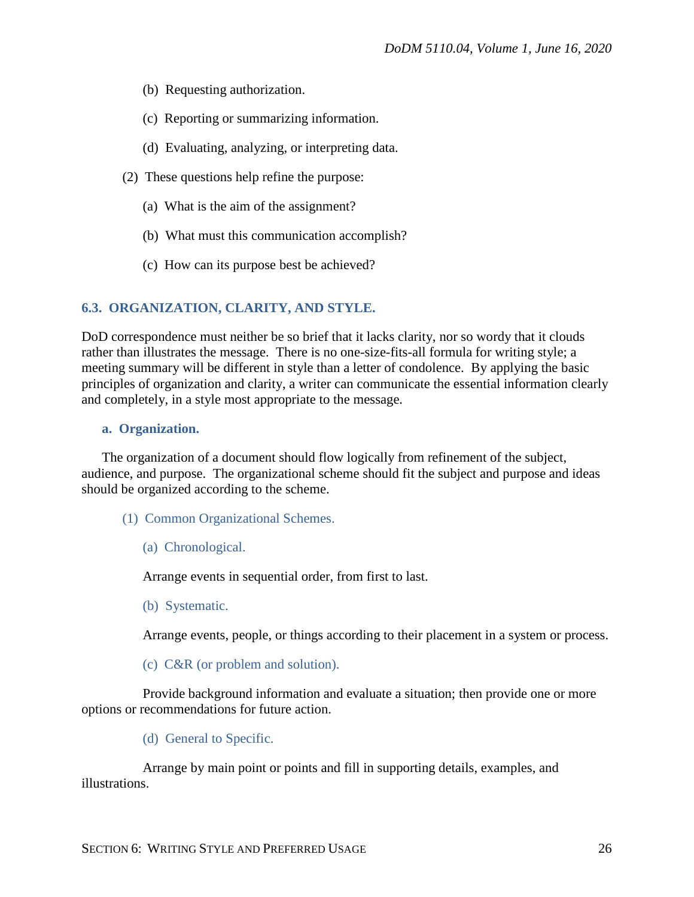(b) Requesting authorization.

(c) Reporting or summarizing information.

(d) Evaluating, analyzing, or interpreting data.

(2) These questions help refine the purpose:

(a) What is the aim of the assignment?

(b) What must this communication accomplish?

(c) How can its purpose best be achieved?

## 6.3. ORGANIZATION, CLARITY, AND STYLE.

DoD correspondence must neither be so brief that it lacks clarity, nor so wordy that it clouds rather than illustrates the message. There is no one-size-fits-all formula for writing style; a meeting summary will be different in style than a letter of condolence. By applying the basic principles of organization and clarity, a writer can communicate the essential information clearly and completely, in a style most appropriate to the message.

### a. Organization.

The organization of a document should flow logically from refinement of the subject, audience, and purpose. The organizational scheme should fit the subject and purpose and ideas should be organized according to the scheme.

#### (1) Common Organizational Schemes.

##### (a) Chronological.

Arrange events in sequential order, from first to last.

##### (b) Systematic.

Arrange events, people, or things according to their placement in a system or process.

##### (c) C&R (or problem and solution).

Provide background information and evaluate a situation; then provide one or more options or recommendations for future action.

##### (d) General to Specific.

Arrange by main point or points and fill in supporting details, examples, and illustrations.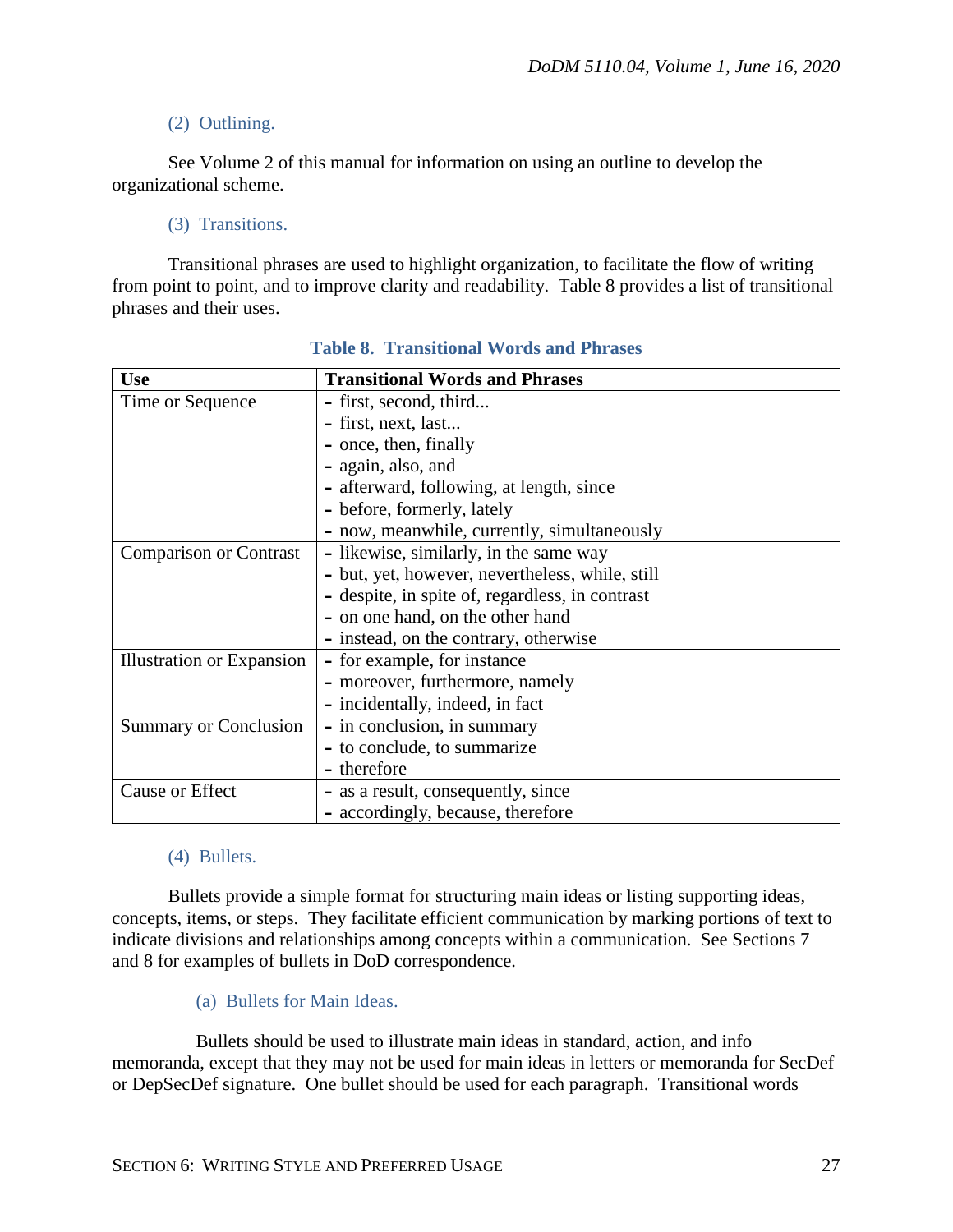(2) Outlining.

See Volume 2 of this manual for information on using an outline to develop the organizational scheme.

(3) Transitions.

Transitional phrases are used to highlight organization, to facilitate the flow of writing from point to point, and to improve clarity and readability. Table 8 provides a list of transitional phrases and their uses.

**Table 8. Transitional Words and Phrases**

| **Use** | **Transitional Words and Phrases** |
|---|---|
| Time or Sequence | - first, second, third...<br>- first, next, last...<br>- once, then, finally<br>- again, also, and<br>- afterward, following, at length, since<br>- before, formerly, lately<br>- now, meanwhile, currently, simultaneously |
| Comparison or Contrast | - likewise, similarly, in the same way<br>- but, yet, however, nevertheless, while, still<br>- despite, in spite of, regardless, in contrast<br>- on one hand, on the other hand<br>- instead, on the contrary, otherwise |
| Illustration or Expansion | - for example, for instance<br>- moreover, furthermore, namely<br>- incidentally, indeed, in fact |
| Summary or Conclusion | - in conclusion, in summary<br>- to conclude, to summarize<br>- therefore |
| Cause or Effect | - as a result, consequently, since<br>- accordingly, because, therefore |

(4) Bullets.

Bullets provide a simple format for structuring main ideas or listing supporting ideas, concepts, items, or steps. They facilitate efficient communication by marking portions of text to indicate divisions and relationships among concepts within a communication. See Sections 7 and 8 for examples of bullets in DoD correspondence.

(a) Bullets for Main Ideas.

Bullets should be used to illustrate main ideas in standard, action, and info memoranda, except that they may not be used for main ideas in letters or memoranda for SecDef or DepSecDef signature. One bullet should be used for each paragraph. Transitional words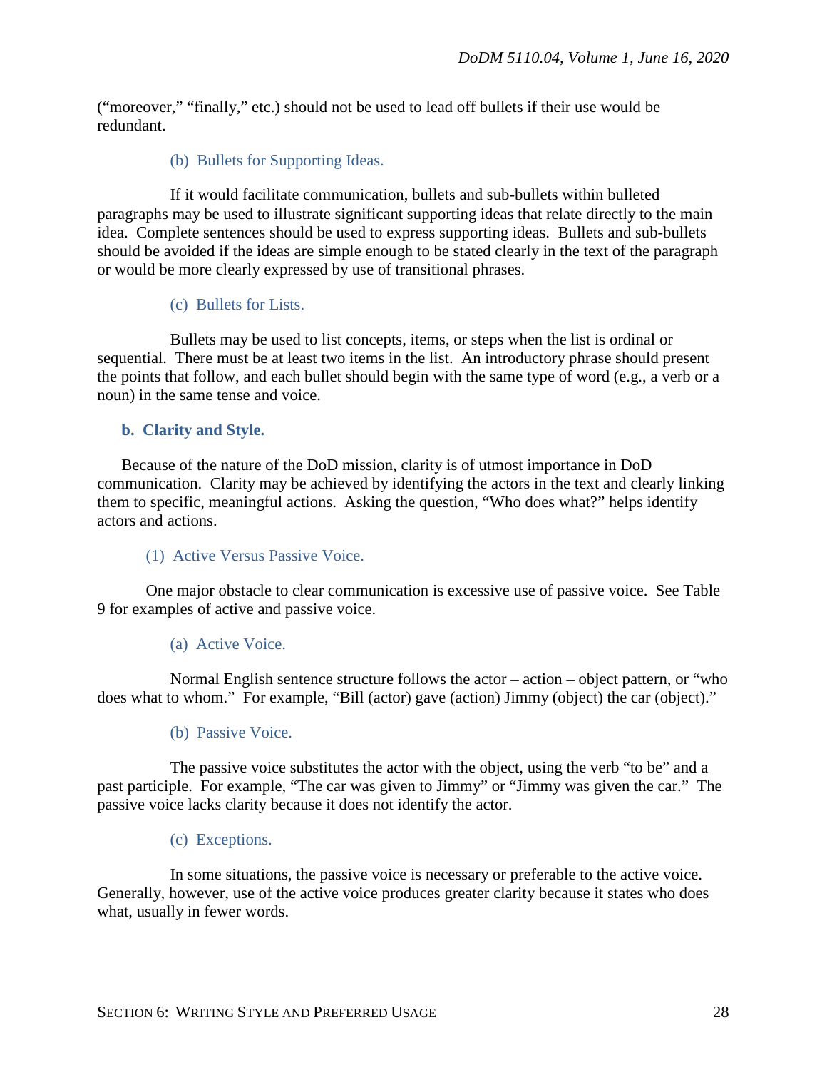(“moreover,” “finally,” etc.) should not be used to lead off bullets if their use would be redundant.

(b) Bullets for Supporting Ideas.

If it would facilitate communication, bullets and sub-bullets within bulleted paragraphs may be used to illustrate significant supporting ideas that relate directly to the main idea. Complete sentences should be used to express supporting ideas. Bullets and sub-bullets should be avoided if the ideas are simple enough to be stated clearly in the text of the paragraph or would be more clearly expressed by use of transitional phrases.

(c) Bullets for Lists.

Bullets may be used to list concepts, items, or steps when the list is ordinal or sequential. There must be at least two items in the list. An introductory phrase should present the points that follow, and each bullet should begin with the same type of word (e.g., a verb or a noun) in the same tense and voice.

**b. Clarity and Style.**

Because of the nature of the DoD mission, clarity is of utmost importance in DoD communication. Clarity may be achieved by identifying the actors in the text and clearly linking them to specific, meaningful actions. Asking the question, “Who does what?” helps identify actors and actions.

(1) Active Versus Passive Voice.

One major obstacle to clear communication is excessive use of passive voice. See Table 9 for examples of active and passive voice.

(a) Active Voice.

Normal English sentence structure follows the actor – action – object pattern, or “who does what to whom.” For example, “Bill (actor) gave (action) Jimmy (object) the car (object).”

(b) Passive Voice.

The passive voice substitutes the actor with the object, using the verb “to be” and a past participle. For example, “The car was given to Jimmy” or “Jimmy was given the car.” The passive voice lacks clarity because it does not identify the actor.

(c) Exceptions.

In some situations, the passive voice is necessary or preferable to the active voice. Generally, however, use of the active voice produces greater clarity because it states who does what, usually in fewer words.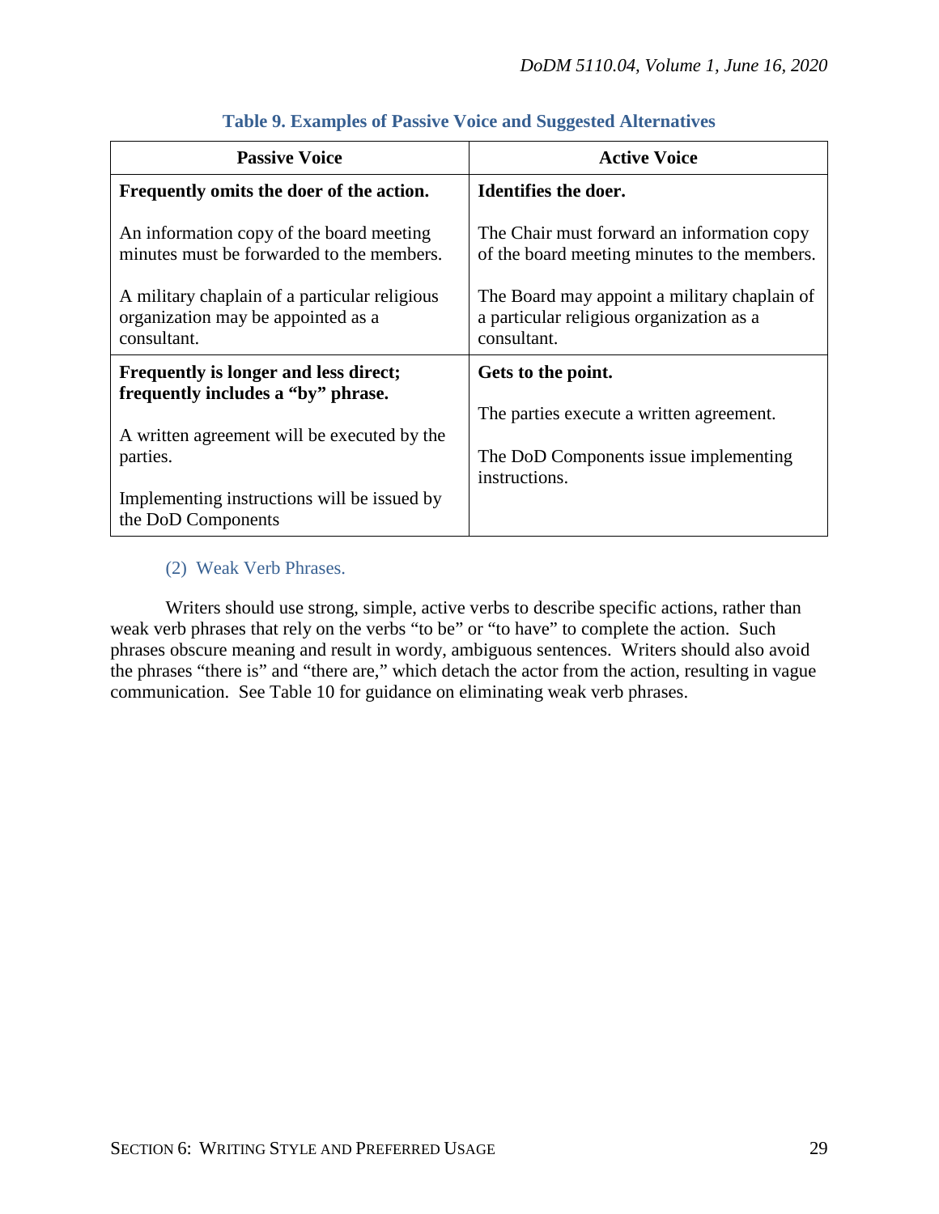**Table 9. Examples of Passive Voice and Suggested Alternatives**

| Passive Voice | Active Voice |
|---|---|
| **Frequently omits the doer of the action.**<br><br>An information copy of the board meeting minutes must be forwarded to the members.<br><br>A military chaplain of a particular religious organization may be appointed as a consultant. | **Identifies the doer.**<br><br>The Chair must forward an information copy of the board meeting minutes to the members.<br><br>The Board may appoint a military chaplain of a particular religious organization as a consultant. |
| **Frequently is longer and less direct; frequently includes a "by" phrase.**<br><br>A written agreement will be executed by the parties.<br><br>Implementing instructions will be issued by the DoD Components | **Gets to the point.**<br><br>The parties execute a written agreement.<br><br>The DoD Components issue implementing instructions. |

(2) Weak Verb Phrases.

Writers should use strong, simple, active verbs to describe specific actions, rather than weak verb phrases that rely on the verbs "to be" or "to have" to complete the action. Such phrases obscure meaning and result in wordy, ambiguous sentences. Writers should also avoid the phrases "there is" and "there are," which detach the actor from the action, resulting in vague communication. See Table 10 for guidance on eliminating weak verb phrases.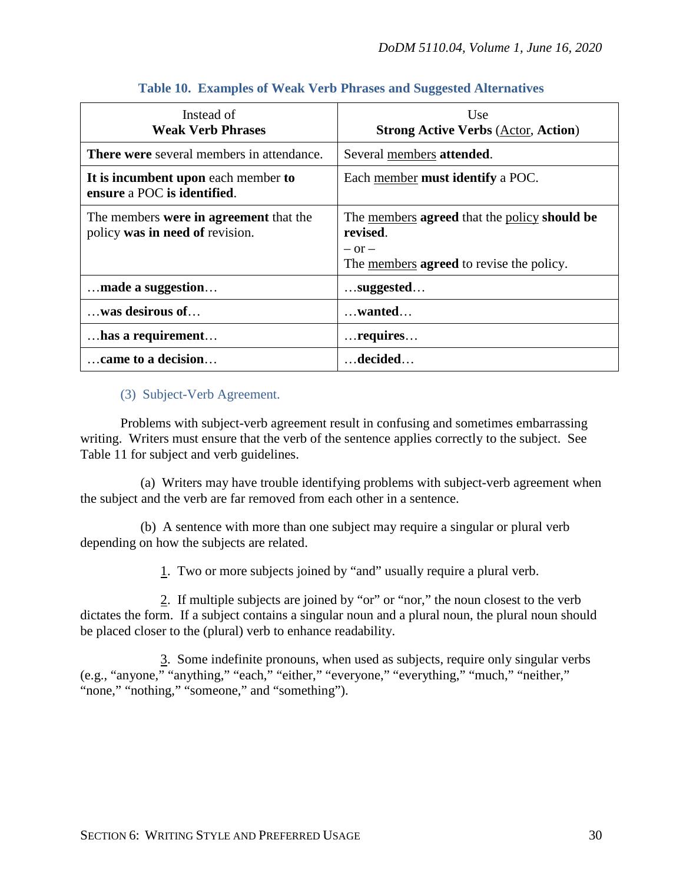**Table 10. Examples of Weak Verb Phrases and Suggested Alternatives**

| Instead of **Weak Verb Phrases** | Use **Strong Active Verbs** (<u>Actor</u>, **Action**) |
| --- | --- |
| **There were** several members in attendance. | Several <u>members</u> **attended**. |
| **It is incumbent upon** each member **to ensure** a POC **is identified**. | Each <u>member</u> **must identify** a POC. |
| The members **were in agreement** that the policy **was in need of** revision. | The <u>members</u> **agreed** that the <u>policy</u> **should be revised**. – or – The <u>members</u> **agreed** to revise the policy. |
| …**made a suggestion**… | …**suggested**… |
| …**was desirous of**… | …**wanted**… |
| …**has a requirement**… | …**requires**… |
| …**came to a decision**… | …**decided**… |

(3) Subject-Verb Agreement.

Problems with subject-verb agreement result in confusing and sometimes embarrassing writing. Writers must ensure that the verb of the sentence applies correctly to the subject. See Table 11 for subject and verb guidelines.

(a) Writers may have trouble identifying problems with subject-verb agreement when the subject and the verb are far removed from each other in a sentence.

(b) A sentence with more than one subject may require a singular or plural verb depending on how the subjects are related.

<u>1</u>. Two or more subjects joined by "and" usually require a plural verb.

<u>2</u>. If multiple subjects are joined by "or" or "nor," the noun closest to the verb dictates the form. If a subject contains a singular noun and a plural noun, the plural noun should be placed closer to the (plural) verb to enhance readability.

<u>3</u>. Some indefinite pronouns, when used as subjects, require only singular verbs (e.g., "anyone," "anything," "each," "either," "everyone," "everything," "much," "neither," "none," "nothing," "someone," and "something").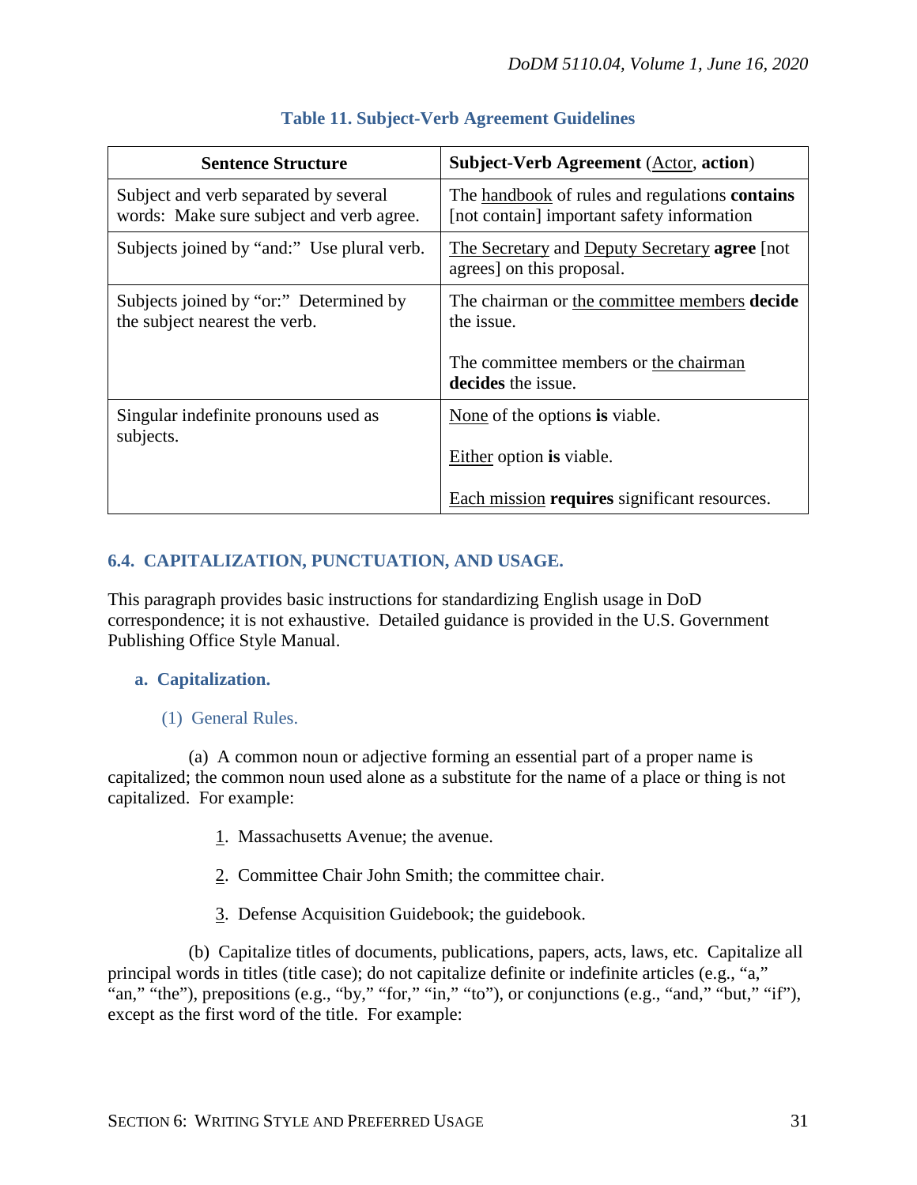**Table 11. Subject-Verb Agreement Guidelines**

| Sentence Structure | Subject-Verb Agreement (Actor, **action**) |
| --- | --- |
| Subject and verb separated by several words: Make sure subject and verb agree. | The handbook of rules and regulations **contains** [not contain] important safety information |
| Subjects joined by "and:" Use plural verb. | The Secretary and Deputy Secretary **agree** [not agrees] on this proposal. |
| Subjects joined by "or:" Determined by the subject nearest the verb. | The chairman or the committee members **decide** the issue.<br><br>The committee members or the chairman **decides** the issue. |
| Singular indefinite pronouns used as subjects. | None of the options **is** viable.<br><br>Either option **is** viable.<br><br>Each mission **requires** significant resources. |

## 6.4. CAPITALIZATION, PUNCTUATION, AND USAGE.

This paragraph provides basic instructions for standardizing English usage in DoD correspondence; it is not exhaustive. Detailed guidance is provided in the U.S. Government Publishing Office Style Manual.

### a. Capitalization.

#### (1) General Rules.

(a) A common noun or adjective forming an essential part of a proper name is capitalized; the common noun used alone as a substitute for the name of a place or thing is not capitalized. For example:

1. Massachusetts Avenue; the avenue.

2. Committee Chair John Smith; the committee chair.

3. Defense Acquisition Guidebook; the guidebook.

(b) Capitalize titles of documents, publications, papers, acts, laws, etc. Capitalize all principal words in titles (title case); do not capitalize definite or indefinite articles (e.g., "a," "an," "the"), prepositions (e.g., "by," "for," "in," "to"), or conjunctions (e.g., "and," "but," "if"), except as the first word of the title. For example: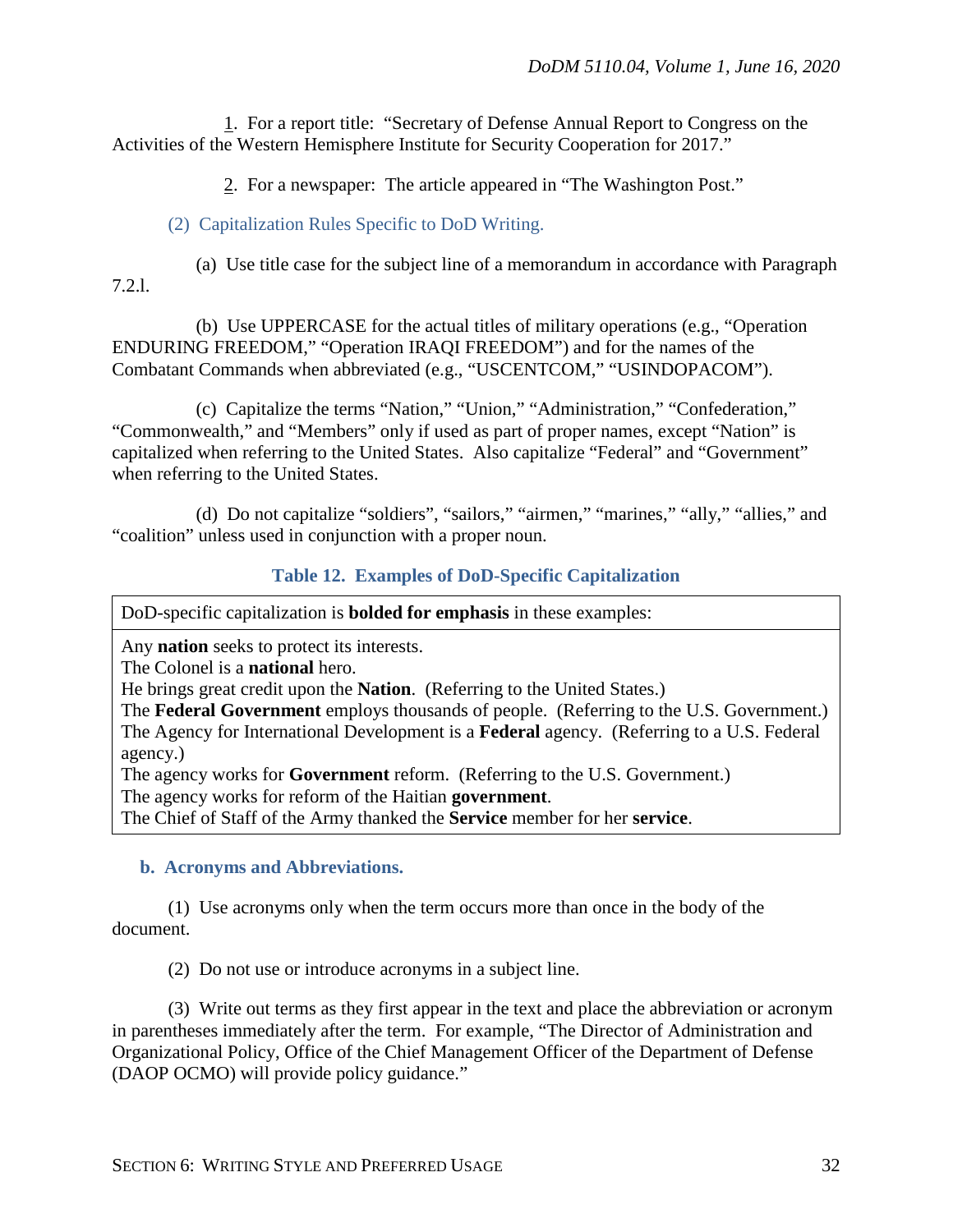1. For a report title: "Secretary of Defense Annual Report to Congress on the Activities of the Western Hemisphere Institute for Security Cooperation for 2017."

2. For a newspaper: The article appeared in "The Washington Post."

(2) Capitalization Rules Specific to DoD Writing.

(a) Use title case for the subject line of a memorandum in accordance with Paragraph 7.2.l.

(b) Use UPPERCASE for the actual titles of military operations (e.g., "Operation ENDURING FREEDOM," "Operation IRAQI FREEDOM") and for the names of the Combatant Commands when abbreviated (e.g., "USCENTCOM," "USINDOPACOM").

(c) Capitalize the terms "Nation," "Union," "Administration," "Confederation," "Commonwealth," and "Members" only if used as part of proper names, except "Nation" is capitalized when referring to the United States. Also capitalize "Federal" and "Government" when referring to the United States.

(d) Do not capitalize "soldiers", "sailors," "airmen," "marines," "ally," "allies," and "coalition" unless used in conjunction with a proper noun.

**Table 12. Examples of DoD-Specific Capitalization**

| DoD-specific capitalization is **bolded for emphasis** in these examples: |
| --- |
| Any **nation** seeks to protect its interests.<br>The Colonel is a **national** hero.<br>He brings great credit upon the **Nation**. (Referring to the United States.)<br>The **Federal Government** employs thousands of people. (Referring to the U.S. Government.)<br>The Agency for International Development is a **Federal** agency. (Referring to a U.S. Federal agency.)<br>The agency works for **Government** reform. (Referring to the U.S. Government.)<br>The agency works for reform of the Haitian **government**.<br>The Chief of Staff of the Army thanked the **Service** member for her **service**. |

**b. Acronyms and Abbreviations.**

(1) Use acronyms only when the term occurs more than once in the body of the document.

(2) Do not use or introduce acronyms in a subject line.

(3) Write out terms as they first appear in the text and place the abbreviation or acronym in parentheses immediately after the term. For example, "The Director of Administration and Organizational Policy, Office of the Chief Management Officer of the Department of Defense (DAOP OCMO) will provide policy guidance."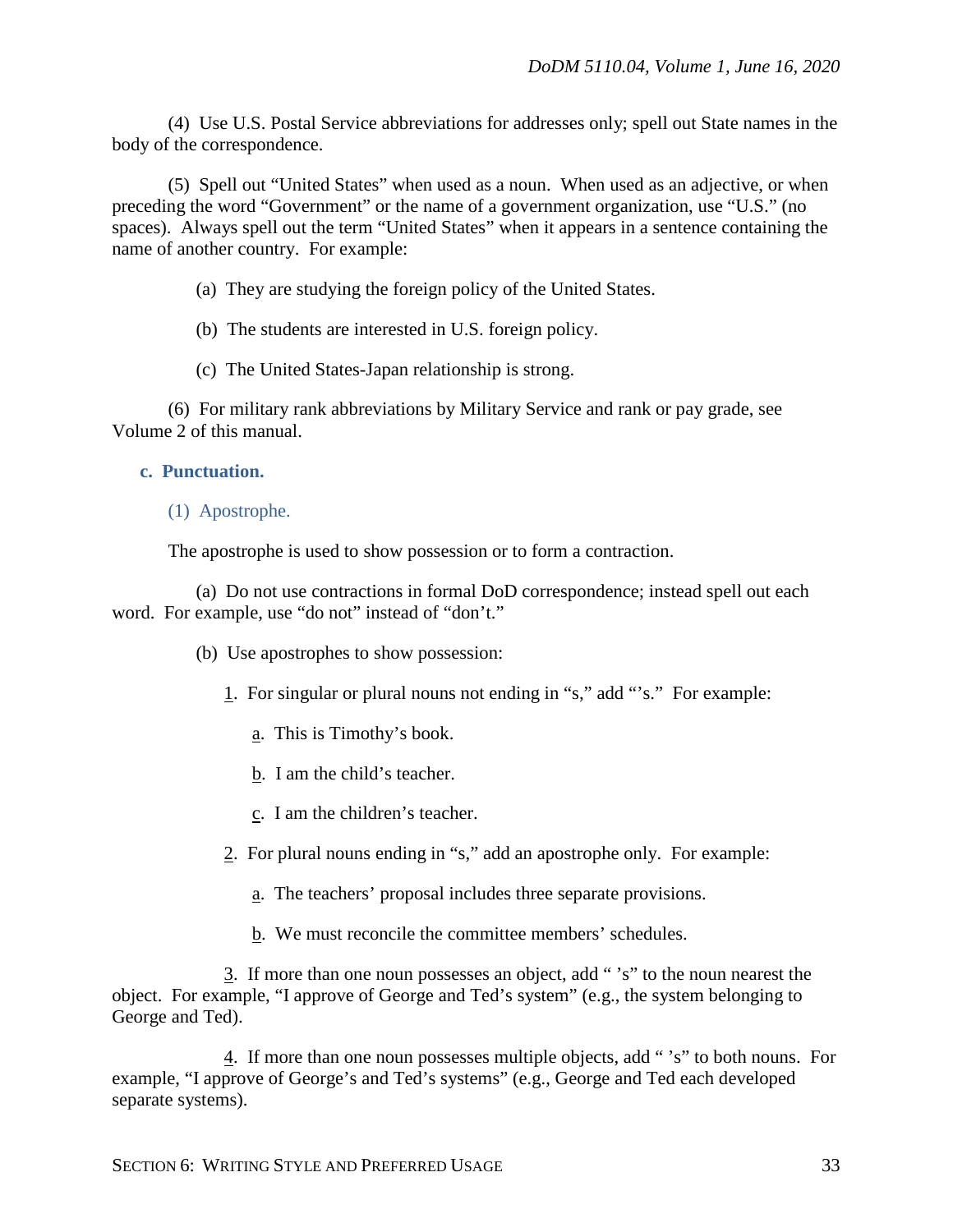(4) Use U.S. Postal Service abbreviations for addresses only; spell out State names in the body of the correspondence.

(5) Spell out "United States" when used as a noun. When used as an adjective, or when preceding the word "Government" or the name of a government organization, use "U.S." (no spaces). Always spell out the term "United States" when it appears in a sentence containing the name of another country. For example:

(a) They are studying the foreign policy of the United States.

(b) The students are interested in U.S. foreign policy.

(c) The United States-Japan relationship is strong.

(6) For military rank abbreviations by Military Service and rank or pay grade, see Volume 2 of this manual.

### c. Punctuation.

#### (1) Apostrophe.

The apostrophe is used to show possession or to form a contraction.

(a) Do not use contractions in formal DoD correspondence; instead spell out each word. For example, use "do not" instead of "don't."

(b) Use apostrophes to show possession:

<u>1</u>. For singular or plural nouns not ending in "s," add "'s." For example:

<u>a</u>. This is Timothy's book.

<u>b</u>. I am the child's teacher.

<u>c</u>. I am the children's teacher.

<u>2</u>. For plural nouns ending in "s," add an apostrophe only. For example:

<u>a</u>. The teachers' proposal includes three separate provisions.

<u>b</u>. We must reconcile the committee members' schedules.

<u>3</u>. If more than one noun possesses an object, add " 's" to the noun nearest the object. For example, "I approve of George and Ted's system" (e.g., the system belonging to George and Ted).

<u>4</u>. If more than one noun possesses multiple objects, add " 's" to both nouns. For example, "I approve of George's and Ted's systems" (e.g., George and Ted each developed separate systems).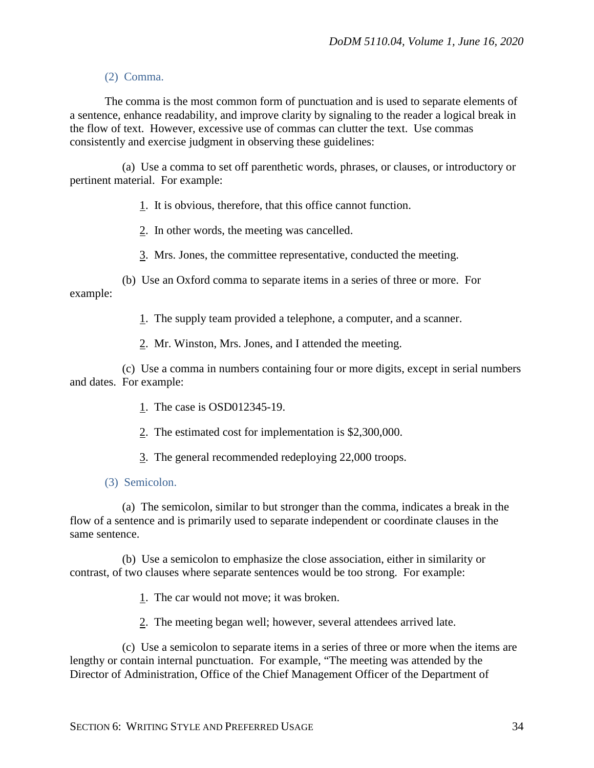(2) Comma.

The comma is the most common form of punctuation and is used to separate elements of a sentence, enhance readability, and improve clarity by signaling to the reader a logical break in the flow of text. However, excessive use of commas can clutter the text. Use commas consistently and exercise judgment in observing these guidelines:

(a) Use a comma to set off parenthetic words, phrases, or clauses, or introductory or pertinent material. For example:

1. It is obvious, therefore, that this office cannot function.

2. In other words, the meeting was cancelled.

3. Mrs. Jones, the committee representative, conducted the meeting.

(b) Use an Oxford comma to separate items in a series of three or more. For example:

1. The supply team provided a telephone, a computer, and a scanner.

2. Mr. Winston, Mrs. Jones, and I attended the meeting.

(c) Use a comma in numbers containing four or more digits, except in serial numbers and dates. For example:

1. The case is OSD012345-19.

2. The estimated cost for implementation is $2,300,000.

3. The general recommended redeploying 22,000 troops.

(3) Semicolon.

(a) The semicolon, similar to but stronger than the comma, indicates a break in the flow of a sentence and is primarily used to separate independent or coordinate clauses in the same sentence.

(b) Use a semicolon to emphasize the close association, either in similarity or contrast, of two clauses where separate sentences would be too strong. For example:

1. The car would not move; it was broken.

2. The meeting began well; however, several attendees arrived late.

(c) Use a semicolon to separate items in a series of three or more when the items are lengthy or contain internal punctuation. For example, "The meeting was attended by the Director of Administration, Office of the Chief Management Officer of the Department of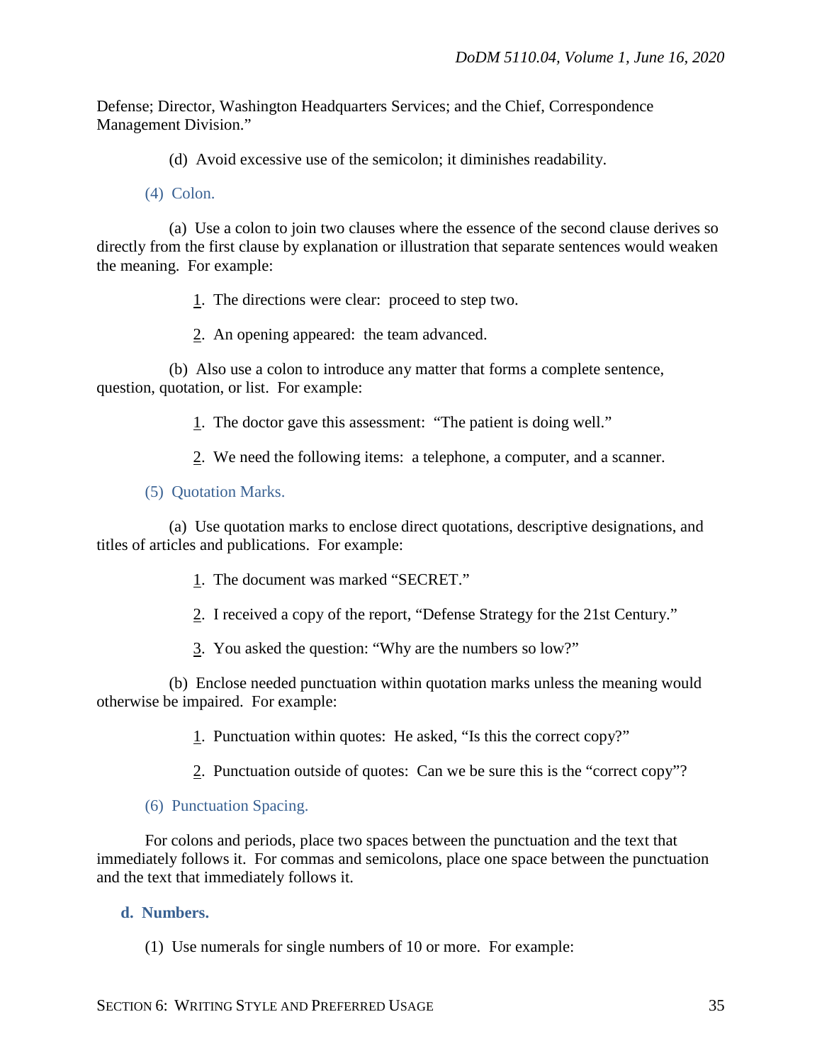Defense; Director, Washington Headquarters Services; and the Chief, Correspondence Management Division."

(d) Avoid excessive use of the semicolon; it diminishes readability.

(4) Colon.

(a) Use a colon to join two clauses where the essence of the second clause derives so directly from the first clause by explanation or illustration that separate sentences would weaken the meaning. For example:

1. The directions were clear: proceed to step two.

2. An opening appeared: the team advanced.

(b) Also use a colon to introduce any matter that forms a complete sentence, question, quotation, or list. For example:

1. The doctor gave this assessment: "The patient is doing well."

2. We need the following items: a telephone, a computer, and a scanner.

(5) Quotation Marks.

(a) Use quotation marks to enclose direct quotations, descriptive designations, and titles of articles and publications. For example:

1. The document was marked "SECRET."

2. I received a copy of the report, "Defense Strategy for the 21st Century."

3. You asked the question: "Why are the numbers so low?"

(b) Enclose needed punctuation within quotation marks unless the meaning would otherwise be impaired. For example:

1. Punctuation within quotes: He asked, "Is this the correct copy?"

2. Punctuation outside of quotes: Can we be sure this is the "correct copy"?

(6) Punctuation Spacing.

For colons and periods, place two spaces between the punctuation and the text that immediately follows it. For commas and semicolons, place one space between the punctuation and the text that immediately follows it.

**d. Numbers.**

(1) Use numerals for single numbers of 10 or more. For example: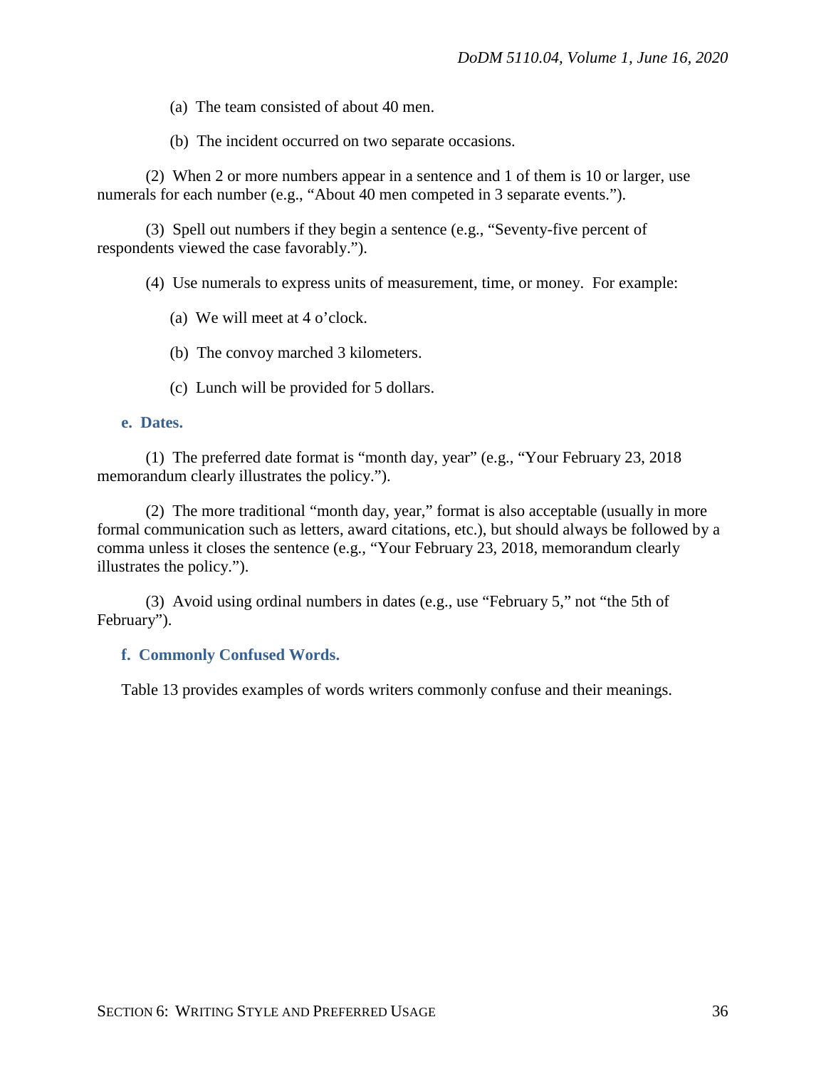(a) The team consisted of about 40 men.

(b) The incident occurred on two separate occasions.

(2) When 2 or more numbers appear in a sentence and 1 of them is 10 or larger, use numerals for each number (e.g., "About 40 men competed in 3 separate events.").

(3) Spell out numbers if they begin a sentence (e.g., "Seventy-five percent of respondents viewed the case favorably.").

(4) Use numerals to express units of measurement, time, or money. For example:

(a) We will meet at 4 o'clock.

(b) The convoy marched 3 kilometers.

(c) Lunch will be provided for 5 dollars.

**e. Dates.**

(1) The preferred date format is "month day, year" (e.g., "Your February 23, 2018 memorandum clearly illustrates the policy.").

(2) The more traditional "month day, year," format is also acceptable (usually in more formal communication such as letters, award citations, etc.), but should always be followed by a comma unless it closes the sentence (e.g., "Your February 23, 2018, memorandum clearly illustrates the policy.").

(3) Avoid using ordinal numbers in dates (e.g., use "February 5," not "the 5th of February").

**f. Commonly Confused Words.**

Table 13 provides examples of words writers commonly confuse and their meanings.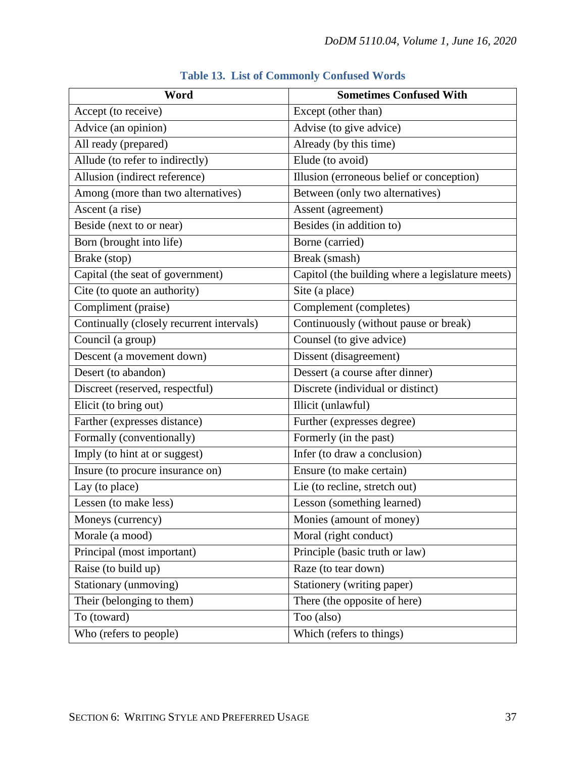**Table 13. List of Commonly Confused Words**

| Word | Sometimes Confused With |
|---|---|
| Accept (to receive) | Except (other than) |
| Advice (an opinion) | Advise (to give advice) |
| All ready (prepared) | Already (by this time) |
| Allude (to refer to indirectly) | Elude (to avoid) |
| Allusion (indirect reference) | Illusion (erroneous belief or conception) |
| Among (more than two alternatives) | Between (only two alternatives) |
| Ascent (a rise) | Assent (agreement) |
| Beside (next to or near) | Besides (in addition to) |
| Born (brought into life) | Borne (carried) |
| Brake (stop) | Break (smash) |
| Capital (the seat of government) | Capitol (the building where a legislature meets) |
| Cite (to quote an authority) | Site (a place) |
| Compliment (praise) | Complement (completes) |
| Continually (closely recurrent intervals) | Continuously (without pause or break) |
| Council (a group) | Counsel (to give advice) |
| Descent (a movement down) | Dissent (disagreement) |
| Desert (to abandon) | Dessert (a course after dinner) |
| Discreet (reserved, respectful) | Discrete (individual or distinct) |
| Elicit (to bring out) | Illicit (unlawful) |
| Farther (expresses distance) | Further (expresses degree) |
| Formally (conventionally) | Formerly (in the past) |
| Imply (to hint at or suggest) | Infer (to draw a conclusion) |
| Insure (to procure insurance on) | Ensure (to make certain) |
| Lay (to place) | Lie (to recline, stretch out) |
| Lessen (to make less) | Lesson (something learned) |
| Moneys (currency) | Monies (amount of money) |
| Morale (a mood) | Moral (right conduct) |
| Principal (most important) | Principle (basic truth or law) |
| Raise (to build up) | Raze (to tear down) |
| Stationary (unmoving) | Stationery (writing paper) |
| Their (belonging to them) | There (the opposite of here) |
| To (toward) | Too (also) |
| Who (refers to people) | Which (refers to things) |